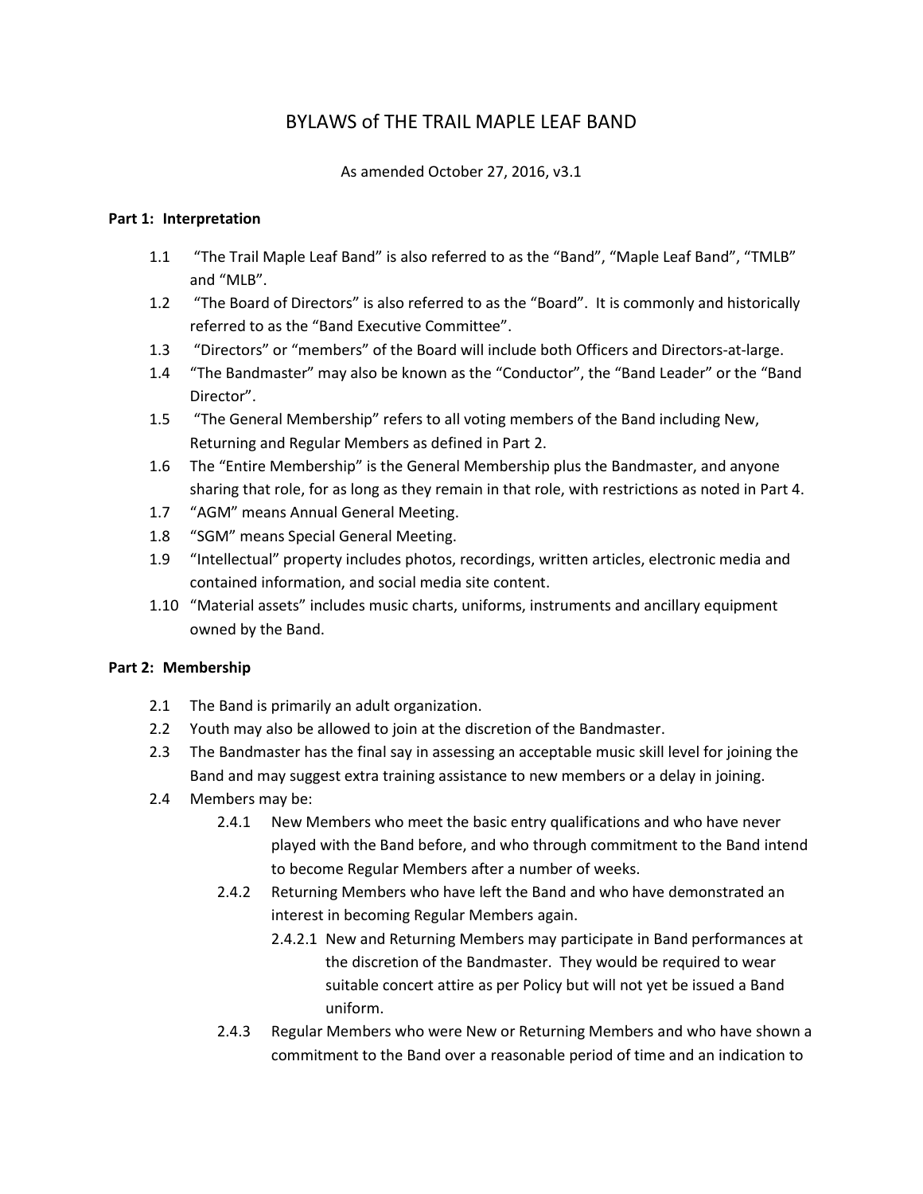# BYLAWS of THE TRAIL MAPLE LEAF BAND

As amended October 27, 2016, v3.1

**Part 1: Interpretation**

1.1 "The Trail Maple Leaf Band" is also referred to as the "Band", "Maple Leaf Band", "TMLB" and "MLB".

1.2 "The Board of Directors" is also referred to as the "Board". It is commonly and historically referred to as the "Band Executive Committee".

1.3 "Directors" or "members" of the Board will include both Officers and Directors-at-large.

1.4 "The Bandmaster" may also be known as the "Conductor", the "Band Leader" or the "Band Director".

1.5 "The General Membership" refers to all voting members of the Band including New, Returning and Regular Members as defined in Part 2.

1.6 The "Entire Membership" is the General Membership plus the Bandmaster, and anyone sharing that role, for as long as they remain in that role, with restrictions as noted in Part 4.

1.7 "AGM" means Annual General Meeting.

1.8 "SGM" means Special General Meeting.

1.9 "Intellectual" property includes photos, recordings, written articles, electronic media and contained information, and social media site content.

1.10 "Material assets" includes music charts, uniforms, instruments and ancillary equipment owned by the Band.

**Part 2: Membership**

2.1 The Band is primarily an adult organization.

2.2 Youth may also be allowed to join at the discretion of the Bandmaster.

2.3 The Bandmaster has the final say in assessing an acceptable music skill level for joining the Band and may suggest extra training assistance to new members or a delay in joining.

2.4 Members may be:

- 2.4.1 New Members who meet the basic entry qualifications and who have never played with the Band before, and who through commitment to the Band intend to become Regular Members after a number of weeks.
- 2.4.2 Returning Members who have left the Band and who have demonstrated an interest in becoming Regular Members again.
  - 2.4.2.1 New and Returning Members may participate in Band performances at the discretion of the Bandmaster. They would be required to wear suitable concert attire as per Policy but will not yet be issued a Band uniform.
- 2.4.3 Regular Members who were New or Returning Members and who have shown a commitment to the Band over a reasonable period of time and an indication to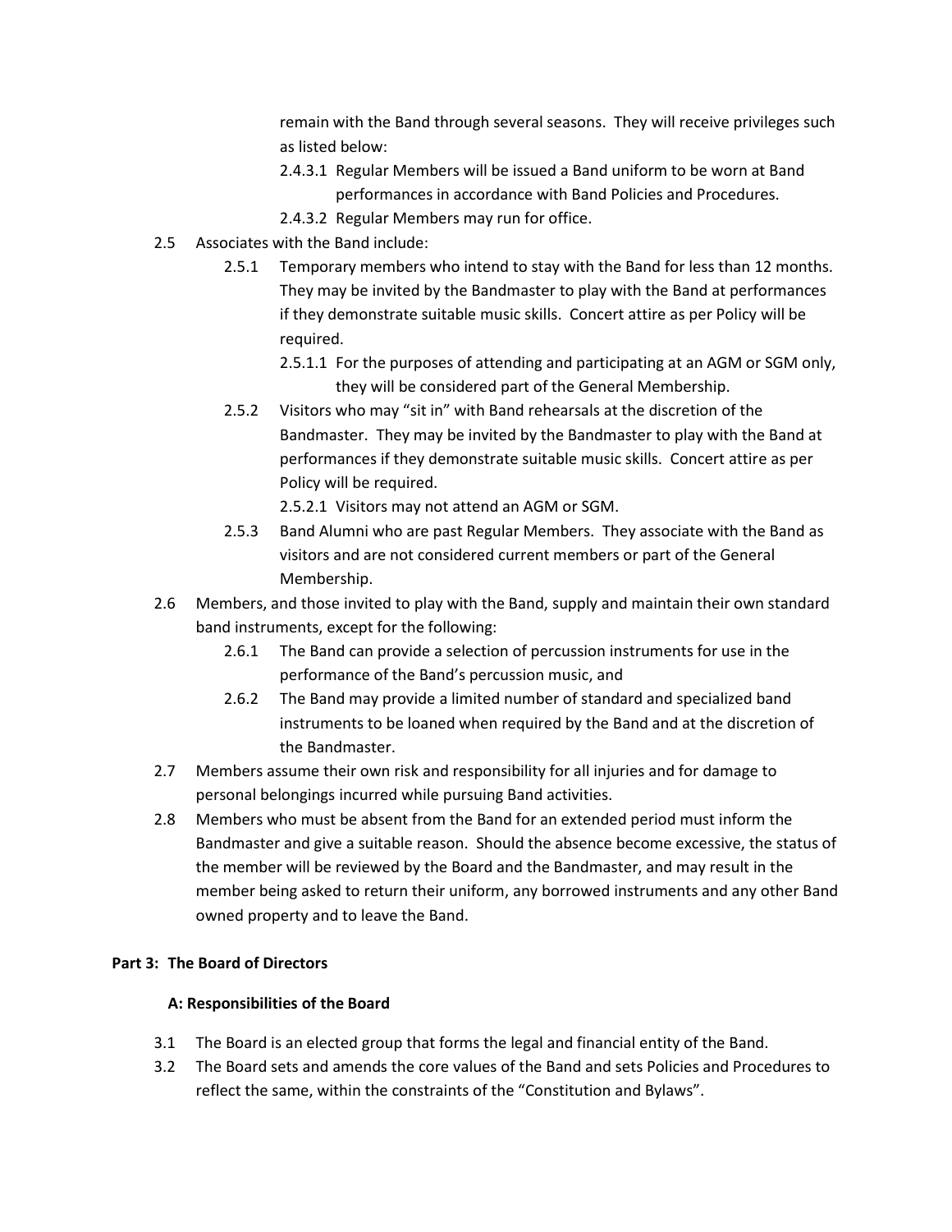remain with the Band through several seasons. They will receive privileges such as listed below:

- 2.4.3.1 Regular Members will be issued a Band uniform to be worn at Band performances in accordance with Band Policies and Procedures.
- 2.4.3.2 Regular Members may run for office.

2.5 Associates with the Band include:

- 2.5.1 Temporary members who intend to stay with the Band for less than 12 months. They may be invited by the Bandmaster to play with the Band at performances if they demonstrate suitable music skills. Concert attire as per Policy will be required.
  - 2.5.1.1 For the purposes of attending and participating at an AGM or SGM only, they will be considered part of the General Membership.
- 2.5.2 Visitors who may "sit in" with Band rehearsals at the discretion of the Bandmaster. They may be invited by the Bandmaster to play with the Band at performances if they demonstrate suitable music skills. Concert attire as per Policy will be required.
  - 2.5.2.1 Visitors may not attend an AGM or SGM.
- 2.5.3 Band Alumni who are past Regular Members. They associate with the Band as visitors and are not considered current members or part of the General Membership.

2.6 Members, and those invited to play with the Band, supply and maintain their own standard band instruments, except for the following:

- 2.6.1 The Band can provide a selection of percussion instruments for use in the performance of the Band's percussion music, and
- 2.6.2 The Band may provide a limited number of standard and specialized band instruments to be loaned when required by the Band and at the discretion of the Bandmaster.

2.7 Members assume their own risk and responsibility for all injuries and for damage to personal belongings incurred while pursuing Band activities.

2.8 Members who must be absent from the Band for an extended period must inform the Bandmaster and give a suitable reason. Should the absence become excessive, the status of the member will be reviewed by the Board and the Bandmaster, and may result in the member being asked to return their uniform, any borrowed instruments and any other Band owned property and to leave the Band.

## Part 3: The Board of Directors

### A: Responsibilities of the Board

3.1 The Board is an elected group that forms the legal and financial entity of the Band.

3.2 The Board sets and amends the core values of the Band and sets Policies and Procedures to reflect the same, within the constraints of the "Constitution and Bylaws".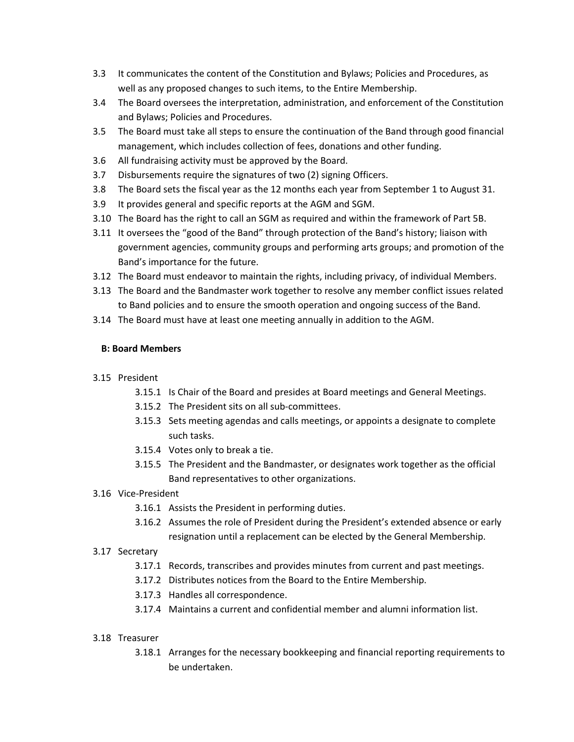3.3 It communicates the content of the Constitution and Bylaws; Policies and Procedures, as well as any proposed changes to such items, to the Entire Membership.

3.4 The Board oversees the interpretation, administration, and enforcement of the Constitution and Bylaws; Policies and Procedures.

3.5 The Board must take all steps to ensure the continuation of the Band through good financial management, which includes collection of fees, donations and other funding.

3.6 All fundraising activity must be approved by the Board.

3.7 Disbursements require the signatures of two (2) signing Officers.

3.8 The Board sets the fiscal year as the 12 months each year from September 1 to August 31.

3.9 It provides general and specific reports at the AGM and SGM.

3.10 The Board has the right to call an SGM as required and within the framework of Part 5B.

3.11 It oversees the "good of the Band" through protection of the Band's history; liaison with government agencies, community groups and performing arts groups; and promotion of the Band's importance for the future.

3.12 The Board must endeavor to maintain the rights, including privacy, of individual Members.

3.13 The Board and the Bandmaster work together to resolve any member conflict issues related to Band policies and to ensure the smooth operation and ongoing success of the Band.

3.14 The Board must have at least one meeting annually in addition to the AGM.

**B: Board Members**

3.15 President

- 3.15.1 Is Chair of the Board and presides at Board meetings and General Meetings.
- 3.15.2 The President sits on all sub-committees.
- 3.15.3 Sets meeting agendas and calls meetings, or appoints a designate to complete such tasks.
- 3.15.4 Votes only to break a tie.
- 3.15.5 The President and the Bandmaster, or designates work together as the official Band representatives to other organizations.

3.16 Vice-President

- 3.16.1 Assists the President in performing duties.
- 3.16.2 Assumes the role of President during the President's extended absence or early resignation until a replacement can be elected by the General Membership.

3.17 Secretary

- 3.17.1 Records, transcribes and provides minutes from current and past meetings.
- 3.17.2 Distributes notices from the Board to the Entire Membership.
- 3.17.3 Handles all correspondence.
- 3.17.4 Maintains a current and confidential member and alumni information list.

3.18 Treasurer

- 3.18.1 Arranges for the necessary bookkeeping and financial reporting requirements to be undertaken.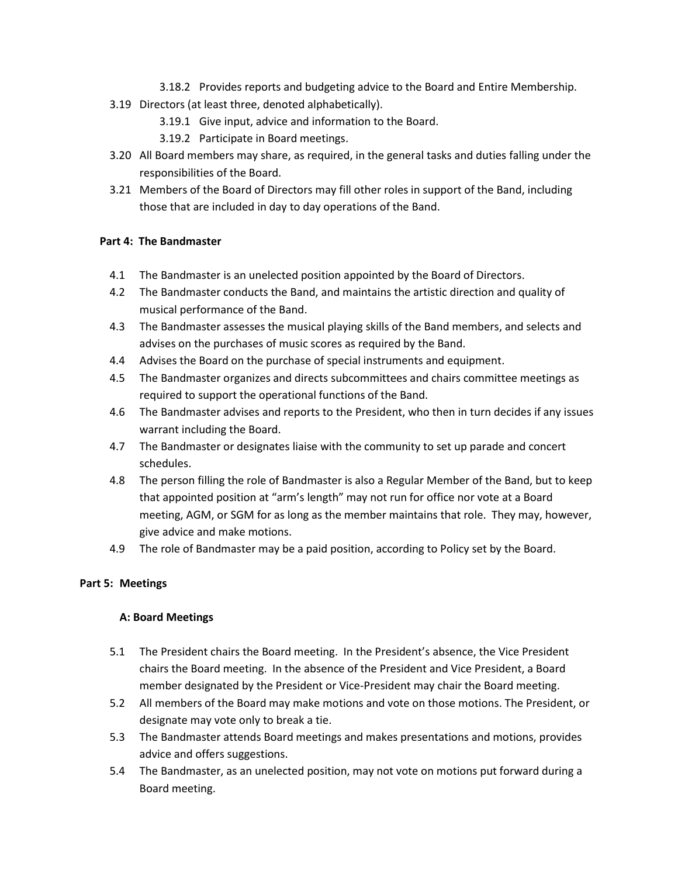- 3.18.2 Provides reports and budgeting advice to the Board and Entire Membership.
- 3.19 Directors (at least three, denoted alphabetically).
   - 3.19.1 Give input, advice and information to the Board.
   - 3.19.2 Participate in Board meetings.
- 3.20 All Board members may share, as required, in the general tasks and duties falling under the responsibilities of the Board.
- 3.21 Members of the Board of Directors may fill other roles in support of the Band, including those that are included in day to day operations of the Band.

**Part 4: The Bandmaster**

- 4.1 The Bandmaster is an unelected position appointed by the Board of Directors.
- 4.2 The Bandmaster conducts the Band, and maintains the artistic direction and quality of musical performance of the Band.
- 4.3 The Bandmaster assesses the musical playing skills of the Band members, and selects and advises on the purchases of music scores as required by the Band.
- 4.4 Advises the Board on the purchase of special instruments and equipment.
- 4.5 The Bandmaster organizes and directs subcommittees and chairs committee meetings as required to support the operational functions of the Band.
- 4.6 The Bandmaster advises and reports to the President, who then in turn decides if any issues warrant including the Board.
- 4.7 The Bandmaster or designates liaise with the community to set up parade and concert schedules.
- 4.8 The person filling the role of Bandmaster is also a Regular Member of the Band, but to keep that appointed position at "arm's length" may not run for office nor vote at a Board meeting, AGM, or SGM for as long as the member maintains that role. They may, however, give advice and make motions.
- 4.9 The role of Bandmaster may be a paid position, according to Policy set by the Board.

**Part 5: Meetings**

**A: Board Meetings**

- 5.1 The President chairs the Board meeting. In the President's absence, the Vice President chairs the Board meeting. In the absence of the President and Vice President, a Board member designated by the President or Vice-President may chair the Board meeting.
- 5.2 All members of the Board may make motions and vote on those motions. The President, or designate may vote only to break a tie.
- 5.3 The Bandmaster attends Board meetings and makes presentations and motions, provides advice and offers suggestions.
- 5.4 The Bandmaster, as an unelected position, may not vote on motions put forward during a Board meeting.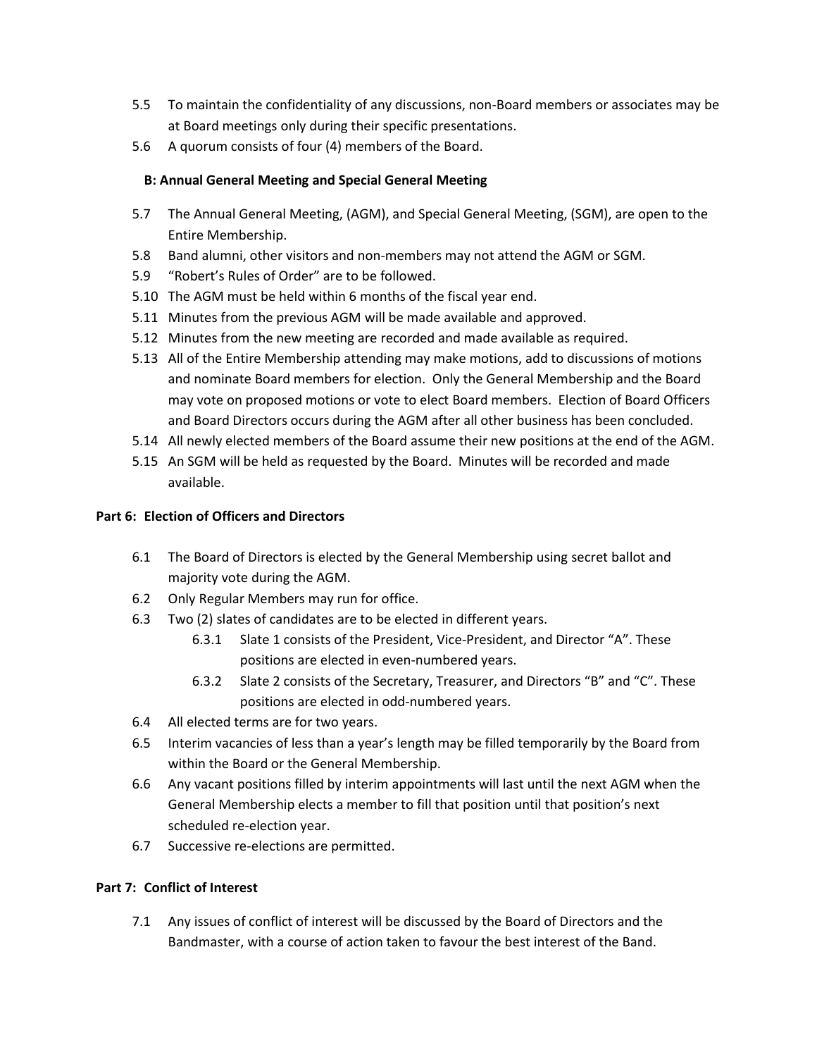5.5 To maintain the confidentiality of any discussions, non-Board members or associates may be at Board meetings only during their specific presentations.

5.6 A quorum consists of four (4) members of the Board.

### B: Annual General Meeting and Special General Meeting

5.7 The Annual General Meeting, (AGM), and Special General Meeting, (SGM), are open to the Entire Membership.

5.8 Band alumni, other visitors and non-members may not attend the AGM or SGM.

5.9 "Robert's Rules of Order" are to be followed.

5.10 The AGM must be held within 6 months of the fiscal year end.

5.11 Minutes from the previous AGM will be made available and approved.

5.12 Minutes from the new meeting are recorded and made available as required.

5.13 All of the Entire Membership attending may make motions, add to discussions of motions and nominate Board members for election. Only the General Membership and the Board may vote on proposed motions or vote to elect Board members. Election of Board Officers and Board Directors occurs during the AGM after all other business has been concluded.

5.14 All newly elected members of the Board assume their new positions at the end of the AGM.

5.15 An SGM will be held as requested by the Board. Minutes will be recorded and made available.

## Part 6: Election of Officers and Directors

6.1 The Board of Directors is elected by the General Membership using secret ballot and majority vote during the AGM.

6.2 Only Regular Members may run for office.

6.3 Two (2) slates of candidates are to be elected in different years.

- 6.3.1 Slate 1 consists of the President, Vice-President, and Director "A". These positions are elected in even-numbered years.
- 6.3.2 Slate 2 consists of the Secretary, Treasurer, and Directors "B" and "C". These positions are elected in odd-numbered years.

6.4 All elected terms are for two years.

6.5 Interim vacancies of less than a year's length may be filled temporarily by the Board from within the Board or the General Membership.

6.6 Any vacant positions filled by interim appointments will last until the next AGM when the General Membership elects a member to fill that position until that position's next scheduled re-election year.

6.7 Successive re-elections are permitted.

## Part 7: Conflict of Interest

7.1 Any issues of conflict of interest will be discussed by the Board of Directors and the Bandmaster, with a course of action taken to favour the best interest of the Band.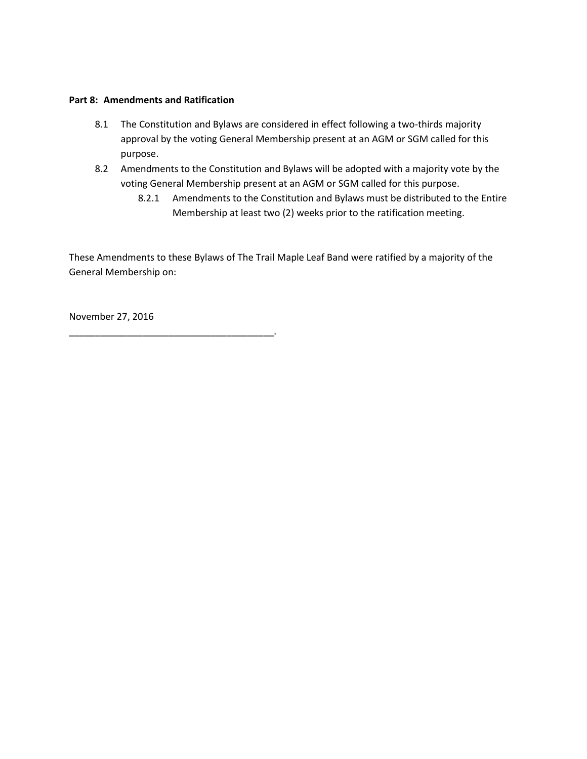**Part 8: Amendments and Ratification**

- 8.1 The Constitution and Bylaws are considered in effect following a two-thirds majority approval by the voting General Membership present at an AGM or SGM called for this purpose.
- 8.2 Amendments to the Constitution and Bylaws will be adopted with a majority vote by the voting General Membership present at an AGM or SGM called for this purpose.
    - 8.2.1 Amendments to the Constitution and Bylaws must be distributed to the Entire Membership at least two (2) weeks prior to the ratification meeting.

These Amendments to these Bylaws of The Trail Maple Leaf Band were ratified by a majority of the General Membership on:

November 27, 2016

________________________________________.